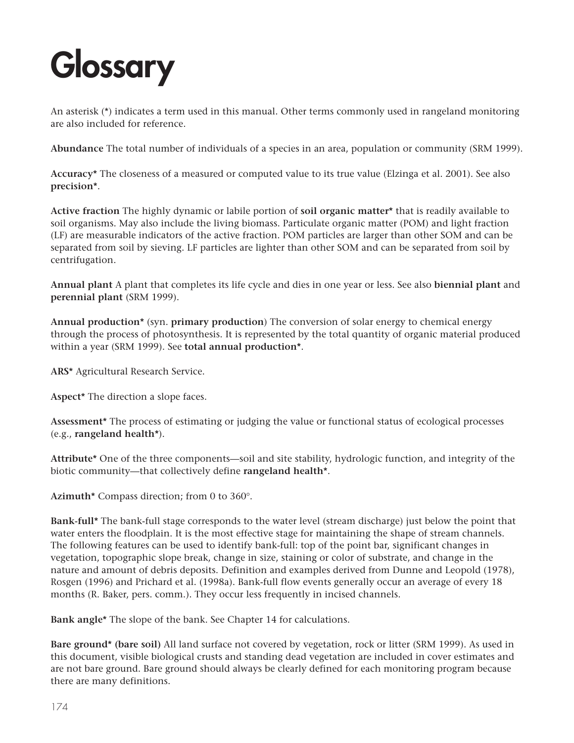# Glossary

An asterisk (*) indicates a term used in this manual. Other terms commonly used in rangeland monitoring are also included for reference.

**Abundance** The total number of individuals of a species in an area, population or community (SRM 1999).

**Accuracy*** The closeness of a measured or computed value to its true value (Elzinga et al. 2001). See also **precision***.

**Active fraction** The highly dynamic or labile portion of **soil organic matter*** that is readily available to soil organisms. May also include the living biomass. Particulate organic matter (POM) and light fraction (LF) are measurable indicators of the active fraction. POM particles are larger than other SOM and can be separated from soil by sieving. LF particles are lighter than other SOM and can be separated from soil by centrifugation.

**Annual plant** A plant that completes its life cycle and dies in one year or less. See also **biennial plant** and **perennial plant** (SRM 1999).

**Annual production*** (syn. **primary production**) The conversion of solar energy to chemical energy through the process of photosynthesis. It is represented by the total quantity of organic material produced within a year (SRM 1999). See **total annual production***.

**ARS*** Agricultural Research Service.

**Aspect*** The direction a slope faces.

**Assessment*** The process of estimating or judging the value or functional status of ecological processes (e.g., **rangeland health***).

**Attribute*** One of the three components—soil and site stability, hydrologic function, and integrity of the biotic community—that collectively define **rangeland health***.

**Azimuth*** Compass direction; from 0 to 360°.

**Bank-full*** The bank-full stage corresponds to the water level (stream discharge) just below the point that water enters the floodplain. It is the most effective stage for maintaining the shape of stream channels. The following features can be used to identify bank-full: top of the point bar, significant changes in vegetation, topographic slope break, change in size, staining or color of substrate, and change in the nature and amount of debris deposits. Definition and examples derived from Dunne and Leopold (1978), Rosgen (1996) and Prichard et al. (1998a). Bank-full flow events generally occur an average of every 18 months (R. Baker, pers. comm.). They occur less frequently in incised channels.

**Bank angle*** The slope of the bank. See Chapter 14 for calculations.

**Bare ground* (bare soil)** All land surface not covered by vegetation, rock or litter (SRM 1999). As used in this document, visible biological crusts and standing dead vegetation are included in cover estimates and are not bare ground. Bare ground should always be clearly defined for each monitoring program because there are many definitions.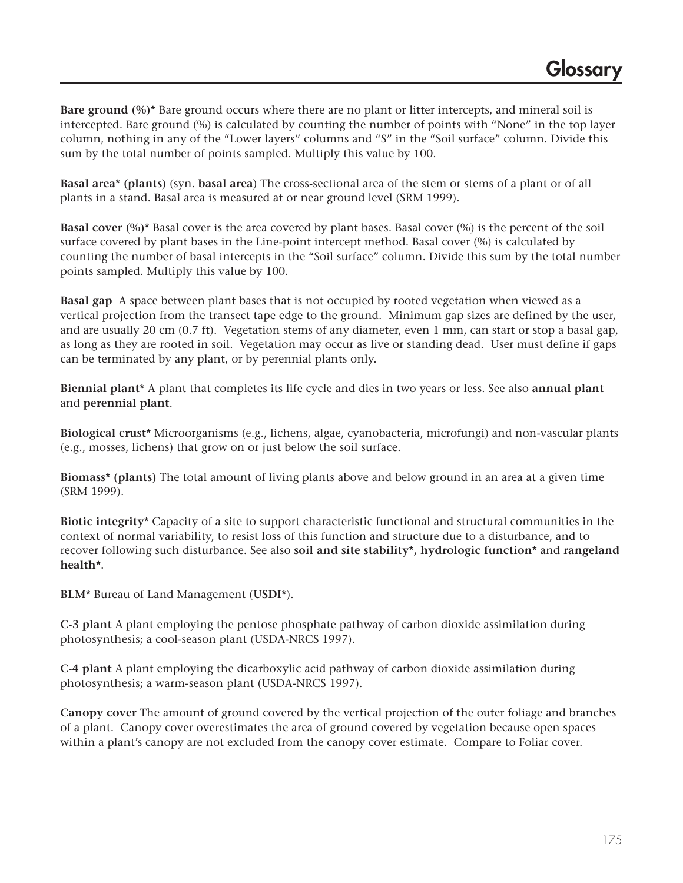# Glossary

**Bare ground (%)*** Bare ground occurs where there are no plant or litter intercepts, and mineral soil is intercepted. Bare ground (%) is calculated by counting the number of points with “None” in the top layer column, nothing in any of the “Lower layers” columns and “S” in the “Soil surface” column. Divide this sum by the total number of points sampled. Multiply this value by 100.

**Basal area* (plants)** (syn. **basal area**) The cross-sectional area of the stem or stems of a plant or of all plants in a stand. Basal area is measured at or near ground level (SRM 1999).

**Basal cover (%)*** Basal cover is the area covered by plant bases. Basal cover (%) is the percent of the soil surface covered by plant bases in the Line-point intercept method. Basal cover (%) is calculated by counting the number of basal intercepts in the “Soil surface” column. Divide this sum by the total number points sampled. Multiply this value by 100.

**Basal gap** A space between plant bases that is not occupied by rooted vegetation when viewed as a vertical projection from the transect tape edge to the ground. Minimum gap sizes are defined by the user, and are usually 20 cm (0.7 ft). Vegetation stems of any diameter, even 1 mm, can start or stop a basal gap, as long as they are rooted in soil. Vegetation may occur as live or standing dead. User must define if gaps can be terminated by any plant, or by perennial plants only.

**Biennial plant*** A plant that completes its life cycle and dies in two years or less. See also **annual plant** and **perennial plant**.

**Biological crust*** Microorganisms (e.g., lichens, algae, cyanobacteria, microfungi) and non-vascular plants (e.g., mosses, lichens) that grow on or just below the soil surface.

**Biomass* (plants)** The total amount of living plants above and below ground in an area at a given time (SRM 1999).

**Biotic integrity*** Capacity of a site to support characteristic functional and structural communities in the context of normal variability, to resist loss of this function and structure due to a disturbance, and to recover following such disturbance. See also **soil and site stability*, hydrologic function*** and **rangeland health***.

**BLM*** Bureau of Land Management (**USDI***).

**C-3 plant** A plant employing the pentose phosphate pathway of carbon dioxide assimilation during photosynthesis; a cool-season plant (USDA-NRCS 1997).

**C-4 plant** A plant employing the dicarboxylic acid pathway of carbon dioxide assimilation during photosynthesis; a warm-season plant (USDA-NRCS 1997).

**Canopy cover** The amount of ground covered by the vertical projection of the outer foliage and branches of a plant. Canopy cover overestimates the area of ground covered by vegetation because open spaces within a plant’s canopy are not excluded from the canopy cover estimate. Compare to Foliar cover.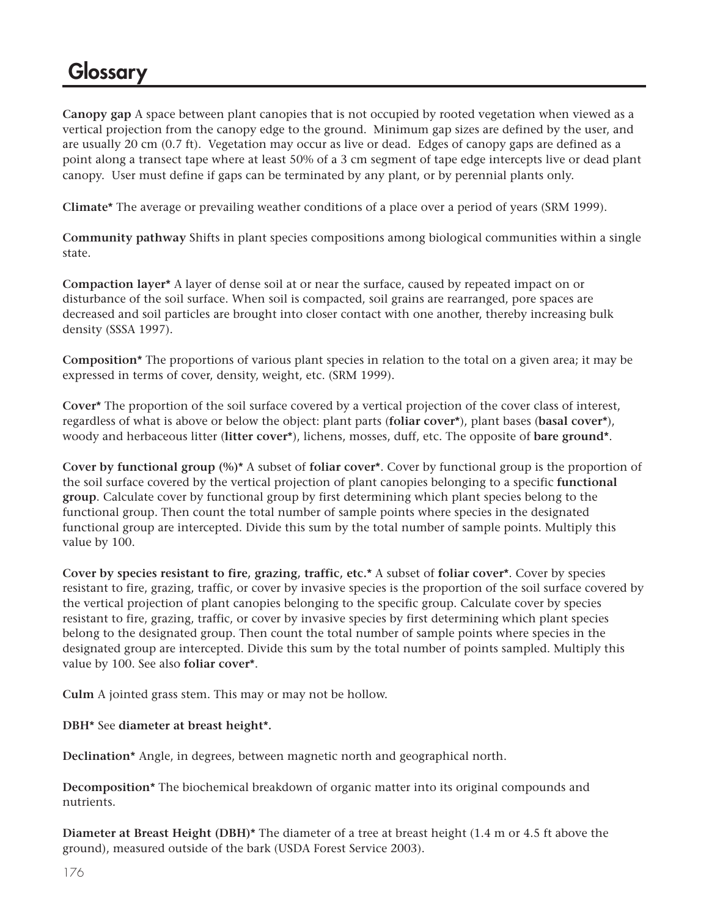# Glossary

**Canopy gap** A space between plant canopies that is not occupied by rooted vegetation when viewed as a vertical projection from the canopy edge to the ground. Minimum gap sizes are defined by the user, and are usually 20 cm (0.7 ft). Vegetation may occur as live or dead. Edges of canopy gaps are defined as a point along a transect tape where at least 50% of a 3 cm segment of tape edge intercepts live or dead plant canopy. User must define if gaps can be terminated by any plant, or by perennial plants only.

**Climate*** The average or prevailing weather conditions of a place over a period of years (SRM 1999).

**Community pathway** Shifts in plant species compositions among biological communities within a single state.

**Compaction layer*** A layer of dense soil at or near the surface, caused by repeated impact on or disturbance of the soil surface. When soil is compacted, soil grains are rearranged, pore spaces are decreased and soil particles are brought into closer contact with one another, thereby increasing bulk density (SSSA 1997).

**Composition*** The proportions of various plant species in relation to the total on a given area; it may be expressed in terms of cover, density, weight, etc. (SRM 1999).

**Cover*** The proportion of the soil surface covered by a vertical projection of the cover class of interest, regardless of what is above or below the object: plant parts (**foliar cover***), plant bases (**basal cover***), woody and herbaceous litter (**litter cover***), lichens, mosses, duff, etc. The opposite of **bare ground***.

**Cover by functional group (%)*** A subset of **foliar cover***. Cover by functional group is the proportion of the soil surface covered by the vertical projection of plant canopies belonging to a specific **functional group**. Calculate cover by functional group by first determining which plant species belong to the functional group. Then count the total number of sample points where species in the designated functional group are intercepted. Divide this sum by the total number of sample points. Multiply this value by 100.

**Cover by species resistant to fire, grazing, traffic, etc.*** A subset of **foliar cover***. Cover by species resistant to fire, grazing, traffic, or cover by invasive species is the proportion of the soil surface covered by the vertical projection of plant canopies belonging to the specific group. Calculate cover by species resistant to fire, grazing, traffic, or cover by invasive species by first determining which plant species belong to the designated group. Then count the total number of sample points where species in the designated group are intercepted. Divide this sum by the total number of points sampled. Multiply this value by 100. See also **foliar cover***.

**Culm** A jointed grass stem. This may or may not be hollow.

**DBH*** See **diameter at breast height*.**

**Declination*** Angle, in degrees, between magnetic north and geographical north.

**Decomposition*** The biochemical breakdown of organic matter into its original compounds and nutrients.

**Diameter at Breast Height (DBH)*** The diameter of a tree at breast height (1.4 m or 4.5 ft above the ground), measured outside of the bark (USDA Forest Service 2003).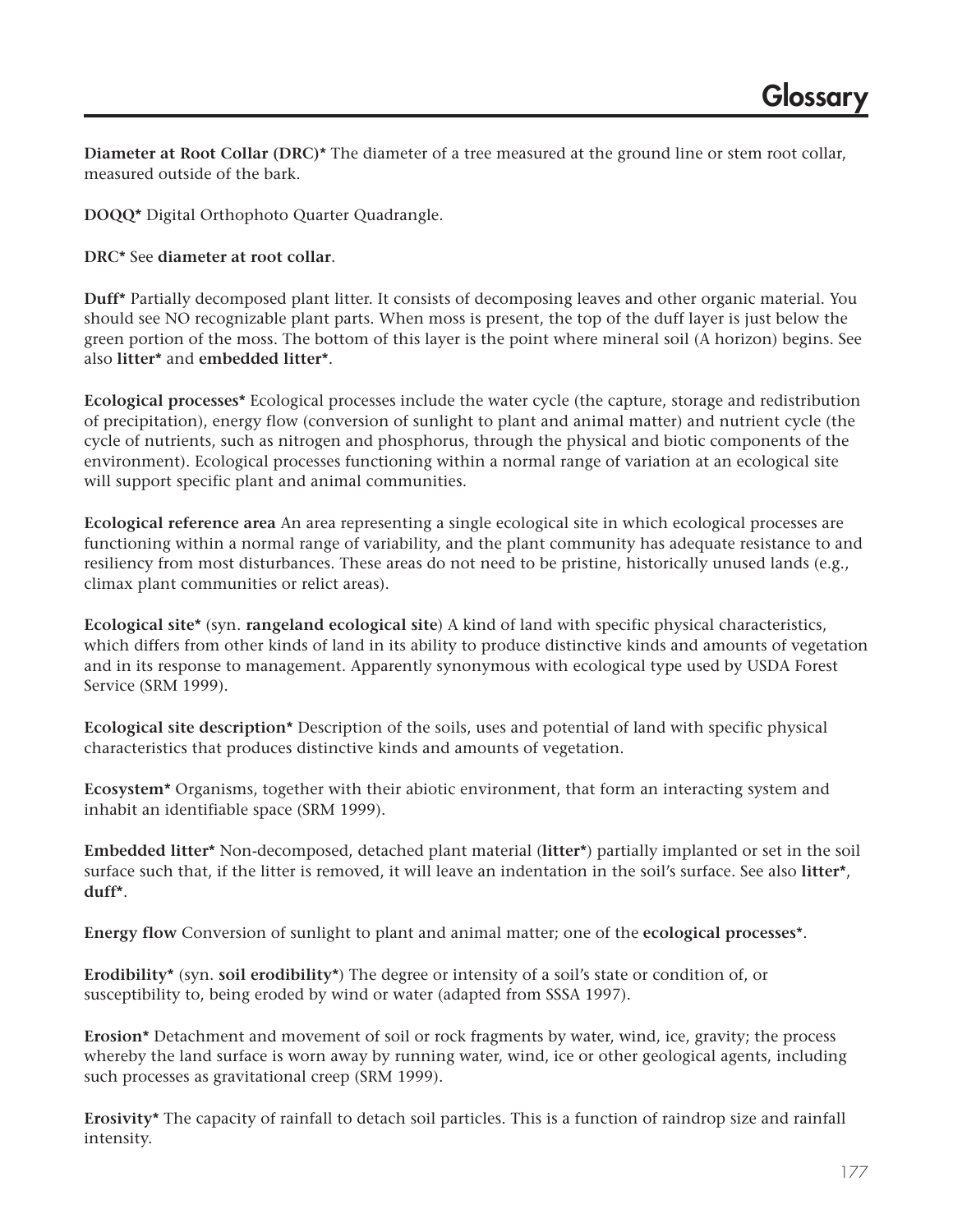# Glossary

**Diameter at Root Collar (DRC)*** The diameter of a tree measured at the ground line or stem root collar, measured outside of the bark.

**DOQQ*** Digital Orthophoto Quarter Quadrangle.

**DRC*** See **diameter at root collar**.

**Duff*** Partially decomposed plant litter. It consists of decomposing leaves and other organic material. You should see NO recognizable plant parts. When moss is present, the top of the duff layer is just below the green portion of the moss. The bottom of this layer is the point where mineral soil (A horizon) begins. See also **litter*** and **embedded litter***.

**Ecological processes*** Ecological processes include the water cycle (the capture, storage and redistribution of precipitation), energy flow (conversion of sunlight to plant and animal matter) and nutrient cycle (the cycle of nutrients, such as nitrogen and phosphorus, through the physical and biotic components of the environment). Ecological processes functioning within a normal range of variation at an ecological site will support specific plant and animal communities.

**Ecological reference area** An area representing a single ecological site in which ecological processes are functioning within a normal range of variability, and the plant community has adequate resistance to and resiliency from most disturbances. These areas do not need to be pristine, historically unused lands (e.g., climax plant communities or relict areas).

**Ecological site*** (syn. **rangeland ecological site**) A kind of land with specific physical characteristics, which differs from other kinds of land in its ability to produce distinctive kinds and amounts of vegetation and in its response to management. Apparently synonymous with ecological type used by USDA Forest Service (SRM 1999).

**Ecological site description*** Description of the soils, uses and potential of land with specific physical characteristics that produces distinctive kinds and amounts of vegetation.

**Ecosystem*** Organisms, together with their abiotic environment, that form an interacting system and inhabit an identifiable space (SRM 1999).

**Embedded litter*** Non-decomposed, detached plant material (**litter***) partially implanted or set in the soil surface such that, if the litter is removed, it will leave an indentation in the soil's surface. See also **litter***, **duff***.

**Energy flow** Conversion of sunlight to plant and animal matter; one of the **ecological processes***.

**Erodibility*** (syn. **soil erodibility***) The degree or intensity of a soil's state or condition of, or susceptibility to, being eroded by wind or water (adapted from SSSA 1997).

**Erosion*** Detachment and movement of soil or rock fragments by water, wind, ice, gravity; the process whereby the land surface is worn away by running water, wind, ice or other geological agents, including such processes as gravitational creep (SRM 1999).

**Erosivity*** The capacity of rainfall to detach soil particles. This is a function of raindrop size and rainfall intensity.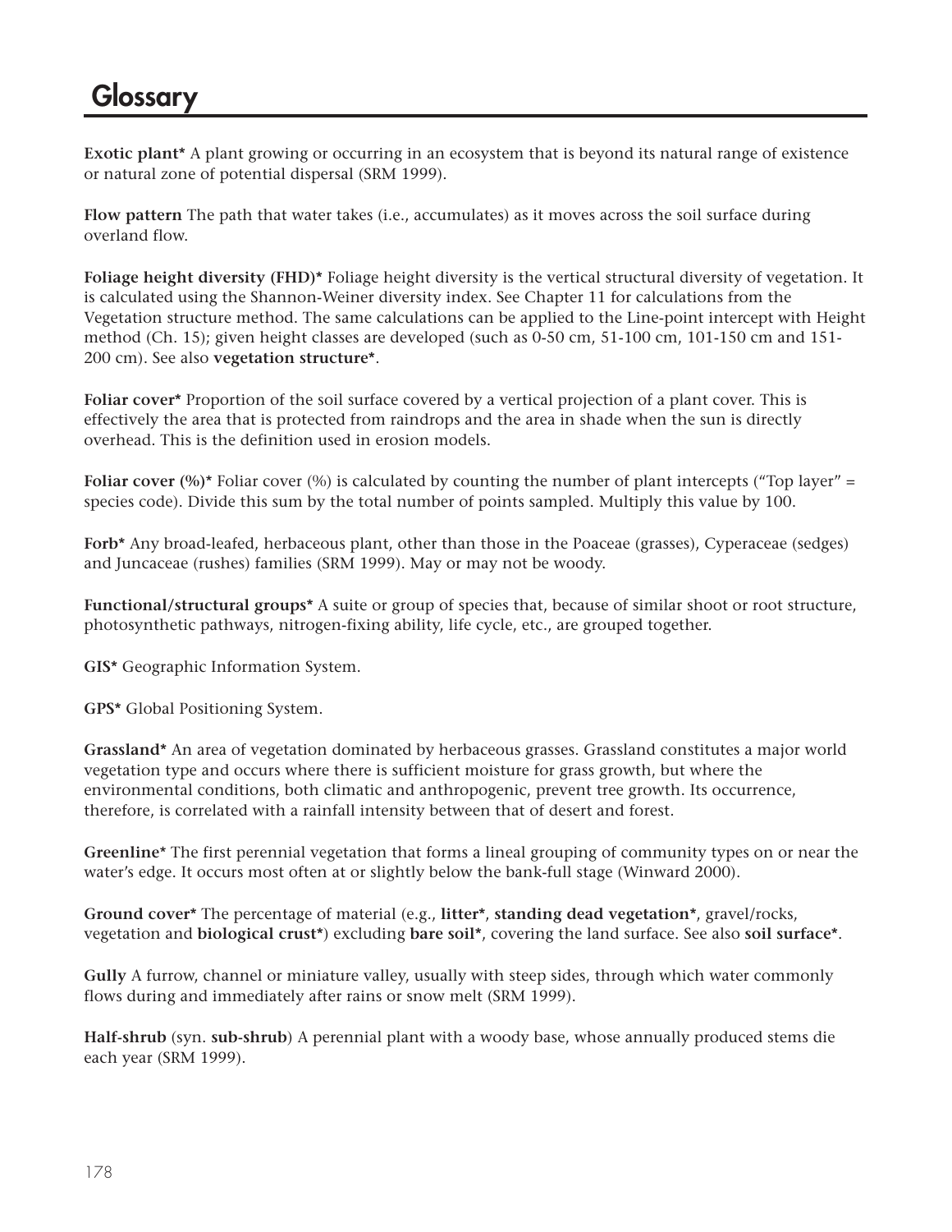# Glossary

**Exotic plant*** A plant growing or occurring in an ecosystem that is beyond its natural range of existence or natural zone of potential dispersal (SRM 1999).

**Flow pattern** The path that water takes (i.e., accumulates) as it moves across the soil surface during overland flow.

**Foliage height diversity (FHD)*** Foliage height diversity is the vertical structural diversity of vegetation. It is calculated using the Shannon-Weiner diversity index. See Chapter 11 for calculations from the Vegetation structure method. The same calculations can be applied to the Line-point intercept with Height method (Ch. 15); given height classes are developed (such as 0-50 cm, 51-100 cm, 101-150 cm and 151-200 cm). See also **vegetation structure***.

**Foliar cover*** Proportion of the soil surface covered by a vertical projection of a plant cover. This is effectively the area that is protected from raindrops and the area in shade when the sun is directly overhead. This is the definition used in erosion models.

**Foliar cover (%)*** Foliar cover (%) is calculated by counting the number of plant intercepts ("Top layer" = species code). Divide this sum by the total number of points sampled. Multiply this value by 100.

**Forb*** Any broad-leafed, herbaceous plant, other than those in the Poaceae (grasses), Cyperaceae (sedges) and Juncaceae (rushes) families (SRM 1999). May or may not be woody.

**Functional/structural groups*** A suite or group of species that, because of similar shoot or root structure, photosynthetic pathways, nitrogen-fixing ability, life cycle, etc., are grouped together.

**GIS*** Geographic Information System.

**GPS*** Global Positioning System.

**Grassland*** An area of vegetation dominated by herbaceous grasses. Grassland constitutes a major world vegetation type and occurs where there is sufficient moisture for grass growth, but where the environmental conditions, both climatic and anthropogenic, prevent tree growth. Its occurrence, therefore, is correlated with a rainfall intensity between that of desert and forest.

**Greenline*** The first perennial vegetation that forms a lineal grouping of community types on or near the water's edge. It occurs most often at or slightly below the bank-full stage (Winward 2000).

**Ground cover*** The percentage of material (e.g., **litter***, **standing dead vegetation***, gravel/rocks, vegetation and **biological crust***) excluding **bare soil***, covering the land surface. See also **soil surface***.

**Gully** A furrow, channel or miniature valley, usually with steep sides, through which water commonly flows during and immediately after rains or snow melt (SRM 1999).

**Half-shrub** (syn. **sub-shrub**) A perennial plant with a woody base, whose annually produced stems die each year (SRM 1999).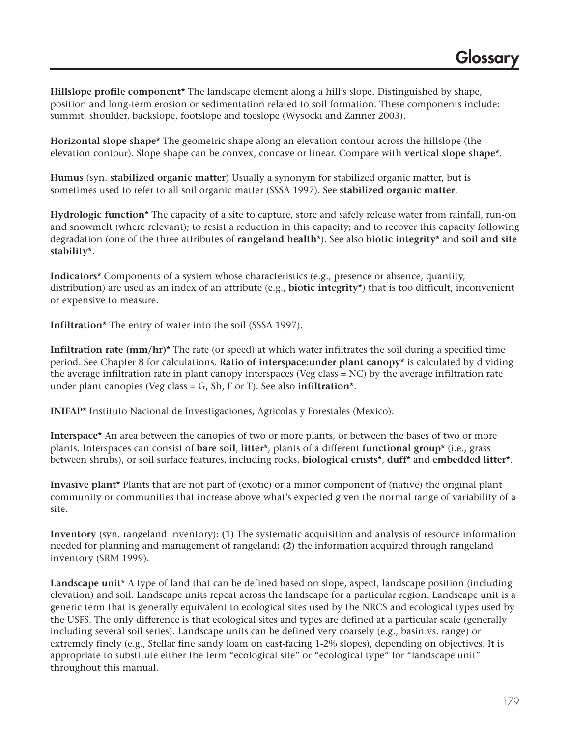# Glossary

**Hillslope profile component*** The landscape element along a hill's slope. Distinguished by shape, position and long-term erosion or sedimentation related to soil formation. These components include: summit, shoulder, backslope, footslope and toeslope (Wysocki and Zanner 2003).

**Horizontal slope shape*** The geometric shape along an elevation contour across the hillslope (the elevation contour). Slope shape can be convex, concave or linear. Compare with **vertical slope shape***.

**Humus** (syn. **stabilized organic matter**) Usually a synonym for stabilized organic matter, but is sometimes used to refer to all soil organic matter (SSSA 1997). See **stabilized organic matter**.

**Hydrologic function*** The capacity of a site to capture, store and safely release water from rainfall, run-on and snowmelt (where relevant); to resist a reduction in this capacity; and to recover this capacity following degradation (one of the three attributes of **rangeland health***). See also **biotic integrity*** and **soil and site stability***.

**Indicators*** Components of a system whose characteristics (e.g., presence or absence, quantity, distribution) are used as an index of an attribute (e.g., **biotic integrity***) that is too difficult, inconvenient or expensive to measure.

**Infiltration*** The entry of water into the soil (SSSA 1997).

**Infiltration rate (mm/hr)*** The rate (or speed) at which water infiltrates the soil during a specified time period. See Chapter 8 for calculations. **Ratio of interspace:under plant canopy*** is calculated by dividing the average infiltration rate in plant canopy interspaces (Veg class = NC) by the average infiltration rate under plant canopies (Veg class = G, Sh, F or T). See also **infiltration***.

**INIFAP*** Instituto Nacional de Investigaciones, Agricolas y Forestales (Mexico).

**Interspace*** An area between the canopies of two or more plants, or between the bases of two or more plants. Interspaces can consist of **bare soil**, **litter***, plants of a different **functional group*** (i.e., grass between shrubs), or soil surface features, including rocks, **biological crusts***, **duff*** and **embedded litter***.

**Invasive plant*** Plants that are not part of (exotic) or a minor component of (native) the original plant community or communities that increase above what's expected given the normal range of variability of a site.

**Inventory** (syn. rangeland inventory): **(1)** The systematic acquisition and analysis of resource information needed for planning and management of rangeland; **(2)** the information acquired through rangeland inventory (SRM 1999).

**Landscape unit*** A type of land that can be defined based on slope, aspect, landscape position (including elevation) and soil. Landscape units repeat across the landscape for a particular region. Landscape unit is a generic term that is generally equivalent to ecological sites used by the NRCS and ecological types used by the USFS. The only difference is that ecological sites and types are defined at a particular scale (generally including several soil series). Landscape units can be defined very coarsely (e.g., basin vs. range) or extremely finely (e.g., Stellar fine sandy loam on east-facing 1-2% slopes), depending on objectives. It is appropriate to substitute either the term "ecological site" or "ecological type" for "landscape unit" throughout this manual.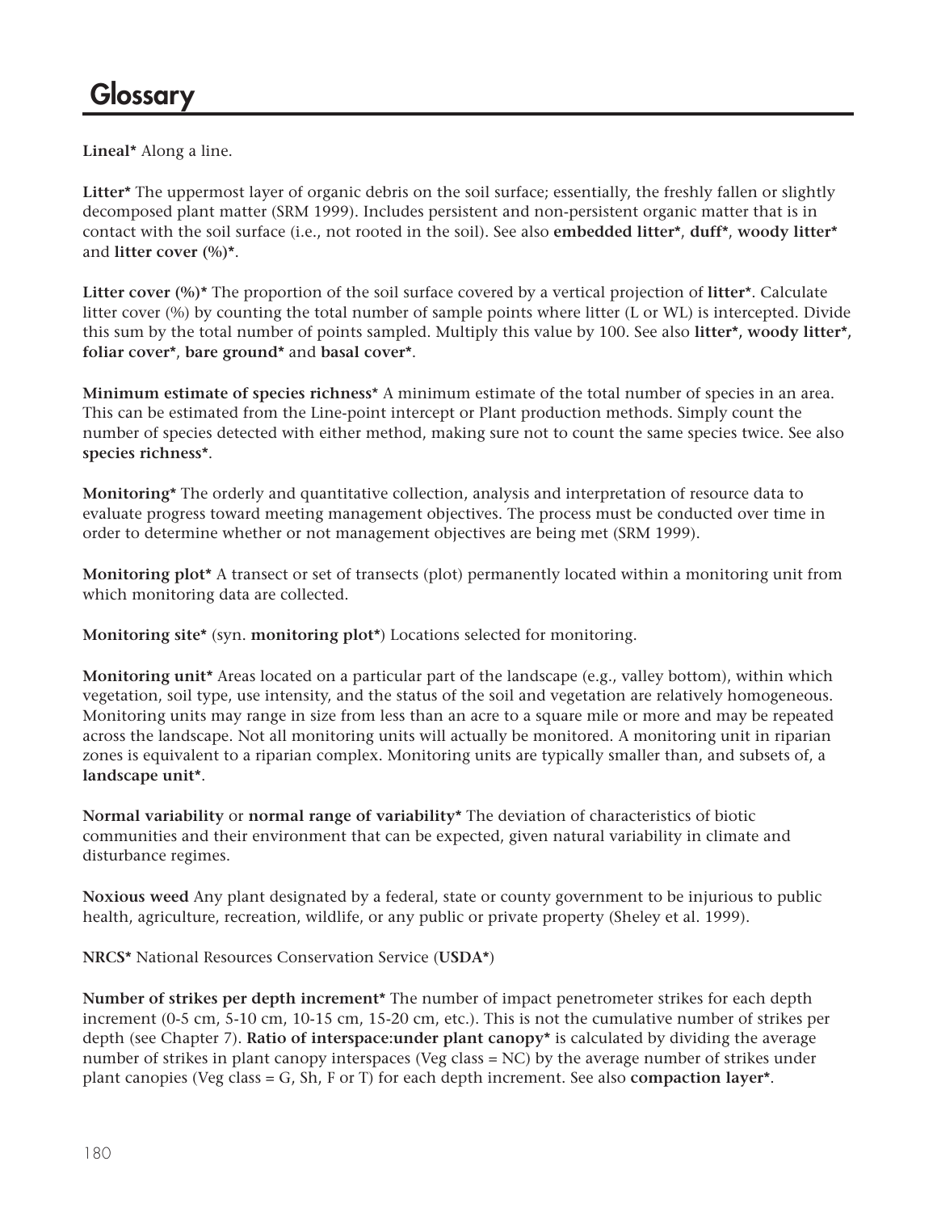# Glossary

**Lineal*** Along a line.

**Litter*** The uppermost layer of organic debris on the soil surface; essentially, the freshly fallen or slightly decomposed plant matter (SRM 1999). Includes persistent and non-persistent organic matter that is in contact with the soil surface (i.e., not rooted in the soil). See also **embedded litter***, **duff***, **woody litter*** and **litter cover (%)***.

**Litter cover (%)*** The proportion of the soil surface covered by a vertical projection of **litter***. Calculate litter cover (%) by counting the total number of sample points where litter (L or WL) is intercepted. Divide this sum by the total number of points sampled. Multiply this value by 100. See also **litter***, **woody litter***, **foliar cover***, **bare ground*** and **basal cover***.

**Minimum estimate of species richness*** A minimum estimate of the total number of species in an area. This can be estimated from the Line-point intercept or Plant production methods. Simply count the number of species detected with either method, making sure not to count the same species twice. See also **species richness***.

**Monitoring*** The orderly and quantitative collection, analysis and interpretation of resource data to evaluate progress toward meeting management objectives. The process must be conducted over time in order to determine whether or not management objectives are being met (SRM 1999).

**Monitoring plot*** A transect or set of transects (plot) permanently located within a monitoring unit from which monitoring data are collected.

**Monitoring site*** (syn. **monitoring plot***) Locations selected for monitoring.

**Monitoring unit*** Areas located on a particular part of the landscape (e.g., valley bottom), within which vegetation, soil type, use intensity, and the status of the soil and vegetation are relatively homogeneous. Monitoring units may range in size from less than an acre to a square mile or more and may be repeated across the landscape. Not all monitoring units will actually be monitored. A monitoring unit in riparian zones is equivalent to a riparian complex. Monitoring units are typically smaller than, and subsets of, a **landscape unit***.

**Normal variability** or **normal range of variability*** The deviation of characteristics of biotic communities and their environment that can be expected, given natural variability in climate and disturbance regimes.

**Noxious weed** Any plant designated by a federal, state or county government to be injurious to public health, agriculture, recreation, wildlife, or any public or private property (Sheley et al. 1999).

**NRCS*** National Resources Conservation Service (**USDA***)

**Number of strikes per depth increment*** The number of impact penetrometer strikes for each depth increment (0-5 cm, 5-10 cm, 10-15 cm, 15-20 cm, etc.). This is not the cumulative number of strikes per depth (see Chapter 7). **Ratio of interspace:under plant canopy*** is calculated by dividing the average number of strikes in plant canopy interspaces (Veg class = NC) by the average number of strikes under plant canopies (Veg class = G, Sh, F or T) for each depth increment. See also **compaction layer***.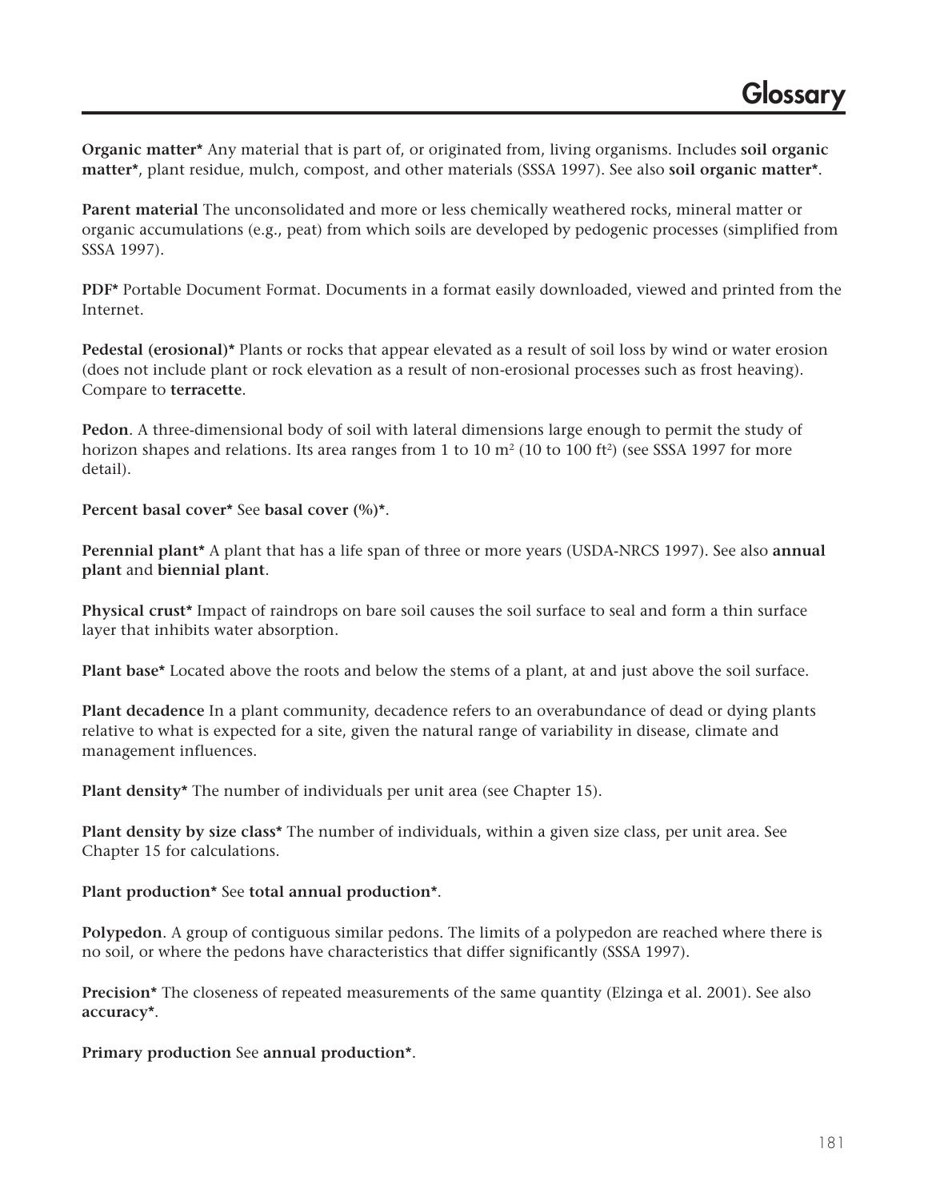# Glossary

**Organic matter*** Any material that is part of, or originated from, living organisms. Includes **soil organic matter***, plant residue, mulch, compost, and other materials (SSSA 1997). See also **soil organic matter***.

**Parent material** The unconsolidated and more or less chemically weathered rocks, mineral matter or organic accumulations (e.g., peat) from which soils are developed by pedogenic processes (simplified from SSSA 1997).

**PDF*** Portable Document Format. Documents in a format easily downloaded, viewed and printed from the Internet.

**Pedestal (erosional)*** Plants or rocks that appear elevated as a result of soil loss by wind or water erosion (does not include plant or rock elevation as a result of non-erosional processes such as frost heaving). Compare to **terracette**.

**Pedon**. A three-dimensional body of soil with lateral dimensions large enough to permit the study of horizon shapes and relations. Its area ranges from 1 to 10 $m^2$ (10 to 100 $ft^2$) (see SSSA 1997 for more detail).

**Percent basal cover*** See **basal cover (%)***.

**Perennial plant*** A plant that has a life span of three or more years (USDA-NRCS 1997). See also **annual plant** and **biennial plant**.

**Physical crust*** Impact of raindrops on bare soil causes the soil surface to seal and form a thin surface layer that inhibits water absorption.

**Plant base*** Located above the roots and below the stems of a plant, at and just above the soil surface.

**Plant decadence** In a plant community, decadence refers to an overabundance of dead or dying plants relative to what is expected for a site, given the natural range of variability in disease, climate and management influences.

**Plant density*** The number of individuals per unit area (see Chapter 15).

**Plant density by size class*** The number of individuals, within a given size class, per unit area. See Chapter 15 for calculations.

**Plant production*** See **total annual production***.

**Polypedon**. A group of contiguous similar pedons. The limits of a polypedon are reached where there is no soil, or where the pedons have characteristics that differ significantly (SSSA 1997).

**Precision*** The closeness of repeated measurements of the same quantity (Elzinga et al. 2001). See also **accuracy***.

**Primary production** See **annual production***.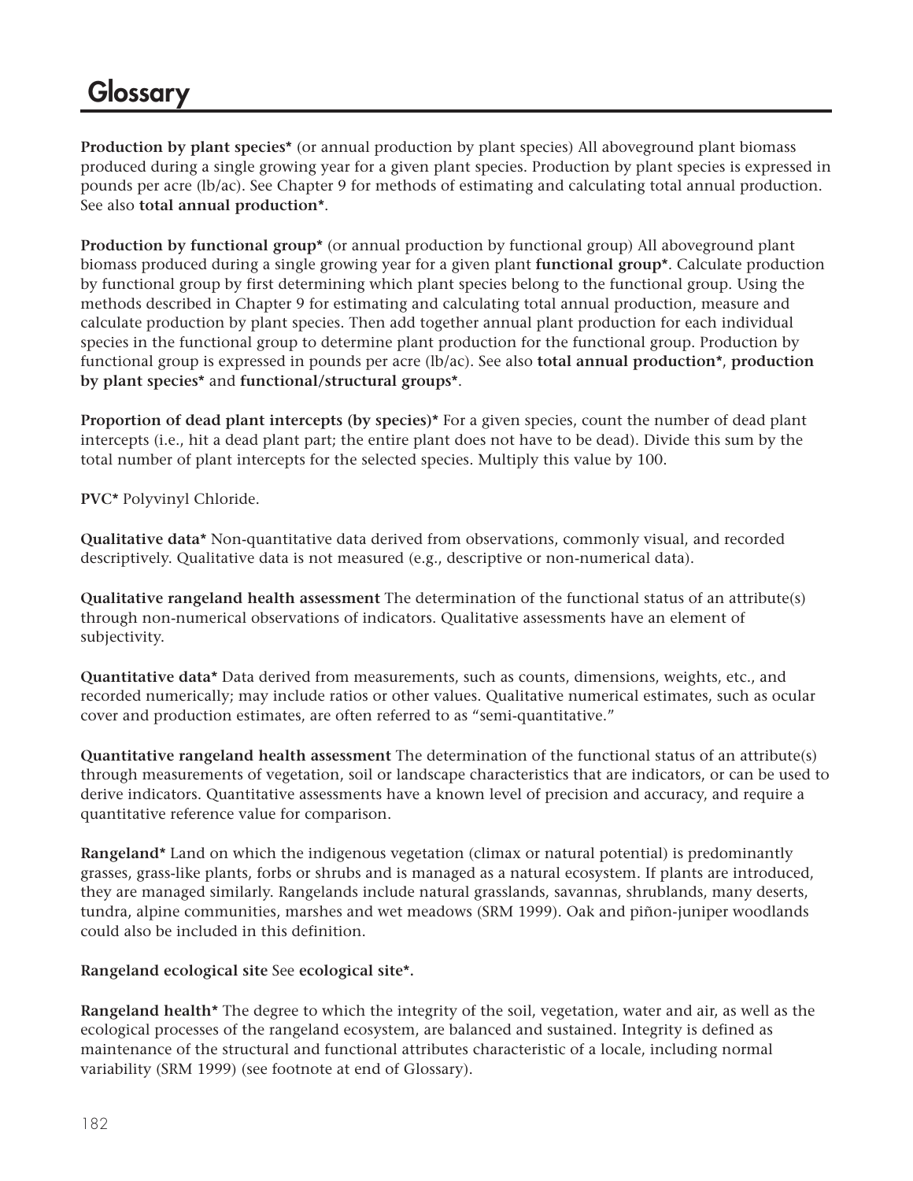# Glossary

**Production by plant species*** (or annual production by plant species) All aboveground plant biomass produced during a single growing year for a given plant species. Production by plant species is expressed in pounds per acre (lb/ac). See Chapter 9 for methods of estimating and calculating total annual production. See also **total annual production***.

**Production by functional group*** (or annual production by functional group) All aboveground plant biomass produced during a single growing year for a given plant **functional group***. Calculate production by functional group by first determining which plant species belong to the functional group. Using the methods described in Chapter 9 for estimating and calculating total annual production, measure and calculate production by plant species. Then add together annual plant production for each individual species in the functional group to determine plant production for the functional group. Production by functional group is expressed in pounds per acre (lb/ac). See also **total annual production***, **production by plant species*** and **functional/structural groups***.

**Proportion of dead plant intercepts (by species)*** For a given species, count the number of dead plant intercepts (i.e., hit a dead plant part; the entire plant does not have to be dead). Divide this sum by the total number of plant intercepts for the selected species. Multiply this value by 100.

**PVC*** Polyvinyl Chloride.

**Qualitative data*** Non-quantitative data derived from observations, commonly visual, and recorded descriptively. Qualitative data is not measured (e.g., descriptive or non-numerical data).

**Qualitative rangeland health assessment** The determination of the functional status of an attribute(s) through non-numerical observations of indicators. Qualitative assessments have an element of subjectivity.

**Quantitative data*** Data derived from measurements, such as counts, dimensions, weights, etc., and recorded numerically; may include ratios or other values. Qualitative numerical estimates, such as ocular cover and production estimates, are often referred to as "semi-quantitative."

**Quantitative rangeland health assessment** The determination of the functional status of an attribute(s) through measurements of vegetation, soil or landscape characteristics that are indicators, or can be used to derive indicators. Quantitative assessments have a known level of precision and accuracy, and require a quantitative reference value for comparison.

**Rangeland*** Land on which the indigenous vegetation (climax or natural potential) is predominantly grasses, grass-like plants, forbs or shrubs and is managed as a natural ecosystem. If plants are introduced, they are managed similarly. Rangelands include natural grasslands, savannas, shrublands, many deserts, tundra, alpine communities, marshes and wet meadows (SRM 1999). Oak and piñon-juniper woodlands could also be included in this definition.

**Rangeland ecological site** See **ecological site*.**

**Rangeland health*** The degree to which the integrity of the soil, vegetation, water and air, as well as the ecological processes of the rangeland ecosystem, are balanced and sustained. Integrity is defined as maintenance of the structural and functional attributes characteristic of a locale, including normal variability (SRM 1999) (see footnote at end of Glossary).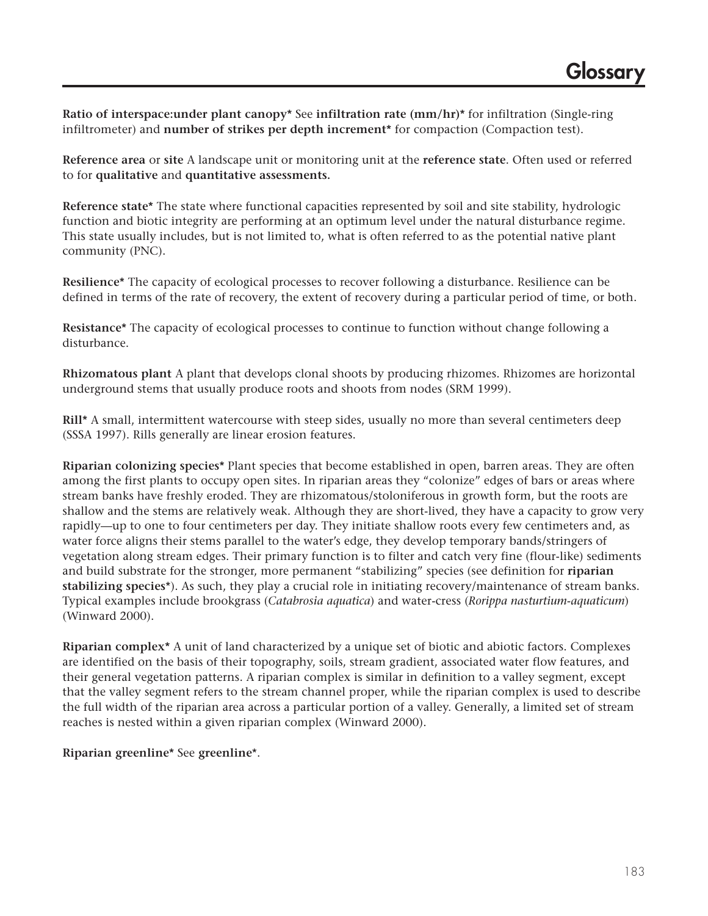**Ratio of interspace:under plant canopy*** See **infiltration rate (mm/hr)*** for infiltration (Single-ring infiltrometer) and **number of strikes per depth increment*** for compaction (Compaction test).

**Reference area** or **site** A landscape unit or monitoring unit at the **reference state**. Often used or referred to for **qualitative** and **quantitative assessments.**

**Reference state*** The state where functional capacities represented by soil and site stability, hydrologic function and biotic integrity are performing at an optimum level under the natural disturbance regime. This state usually includes, but is not limited to, what is often referred to as the potential native plant community (PNC).

**Resilience*** The capacity of ecological processes to recover following a disturbance. Resilience can be defined in terms of the rate of recovery, the extent of recovery during a particular period of time, or both.

**Resistance*** The capacity of ecological processes to continue to function without change following a disturbance.

**Rhizomatous plant** A plant that develops clonal shoots by producing rhizomes. Rhizomes are horizontal underground stems that usually produce roots and shoots from nodes (SRM 1999).

**Rill*** A small, intermittent watercourse with steep sides, usually no more than several centimeters deep (SSSA 1997). Rills generally are linear erosion features.

**Riparian colonizing species*** Plant species that become established in open, barren areas. They are often among the first plants to occupy open sites. In riparian areas they "colonize" edges of bars or areas where stream banks have freshly eroded. They are rhizomatous/stoloniferous in growth form, but the roots are shallow and the stems are relatively weak. Although they are short-lived, they have a capacity to grow very rapidly—up to one to four centimeters per day. They initiate shallow roots every few centimeters and, as water force aligns their stems parallel to the water's edge, they develop temporary bands/stringers of vegetation along stream edges. Their primary function is to filter and catch very fine (flour-like) sediments and build substrate for the stronger, more permanent "stabilizing" species (see definition for **riparian stabilizing species***). As such, they play a crucial role in initiating recovery/maintenance of stream banks. Typical examples include brookgrass (*Catabrosia aquatica*) and water-cress (*Rorippa nasturtium-aquaticum*) (Winward 2000).

**Riparian complex*** A unit of land characterized by a unique set of biotic and abiotic factors. Complexes are identified on the basis of their topography, soils, stream gradient, associated water flow features, and their general vegetation patterns. A riparian complex is similar in definition to a valley segment, except that the valley segment refers to the stream channel proper, while the riparian complex is used to describe the full width of the riparian area across a particular portion of a valley. Generally, a limited set of stream reaches is nested within a given riparian complex (Winward 2000).

**Riparian greenline*** See **greenline***.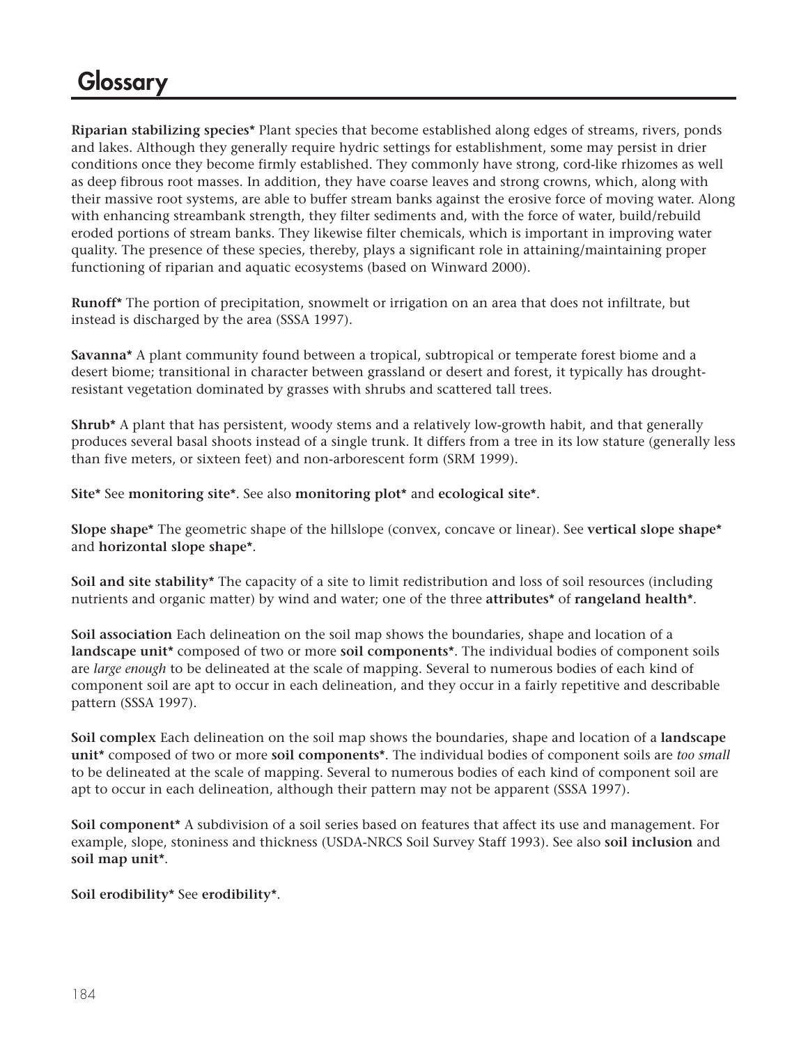# Glossary

**Riparian stabilizing species*** Plant species that become established along edges of streams, rivers, ponds and lakes. Although they generally require hydric settings for establishment, some may persist in drier conditions once they become firmly established. They commonly have strong, cord-like rhizomes as well as deep fibrous root masses. In addition, they have coarse leaves and strong crowns, which, along with their massive root systems, are able to buffer stream banks against the erosive force of moving water. Along with enhancing streambank strength, they filter sediments and, with the force of water, build/rebuild eroded portions of stream banks. They likewise filter chemicals, which is important in improving water quality. The presence of these species, thereby, plays a significant role in attaining/maintaining proper functioning of riparian and aquatic ecosystems (based on Winward 2000).

**Runoff*** The portion of precipitation, snowmelt or irrigation on an area that does not infiltrate, but instead is discharged by the area (SSSA 1997).

**Savanna*** A plant community found between a tropical, subtropical or temperate forest biome and a desert biome; transitional in character between grassland or desert and forest, it typically has drought-resistant vegetation dominated by grasses with shrubs and scattered tall trees.

**Shrub*** A plant that has persistent, woody stems and a relatively low-growth habit, and that generally produces several basal shoots instead of a single trunk. It differs from a tree in its low stature (generally less than five meters, or sixteen feet) and non-arborescent form (SRM 1999).

**Site*** See **monitoring site***. See also **monitoring plot*** and **ecological site***.

**Slope shape*** The geometric shape of the hillslope (convex, concave or linear). See **vertical slope shape*** and **horizontal slope shape***.

**Soil and site stability*** The capacity of a site to limit redistribution and loss of soil resources (including nutrients and organic matter) by wind and water; one of the three **attributes*** of **rangeland health***.

**Soil association** Each delineation on the soil map shows the boundaries, shape and location of a **landscape unit*** composed of two or more **soil components***. The individual bodies of component soils are *large enough* to be delineated at the scale of mapping. Several to numerous bodies of each kind of component soil are apt to occur in each delineation, and they occur in a fairly repetitive and describable pattern (SSSA 1997).

**Soil complex** Each delineation on the soil map shows the boundaries, shape and location of a **landscape unit*** composed of two or more **soil components***. The individual bodies of component soils are *too small* to be delineated at the scale of mapping. Several to numerous bodies of each kind of component soil are apt to occur in each delineation, although their pattern may not be apparent (SSSA 1997).

**Soil component*** A subdivision of a soil series based on features that affect its use and management. For example, slope, stoniness and thickness (USDA-NRCS Soil Survey Staff 1993). See also **soil inclusion** and **soil map unit***.

**Soil erodibility*** See **erodibility***.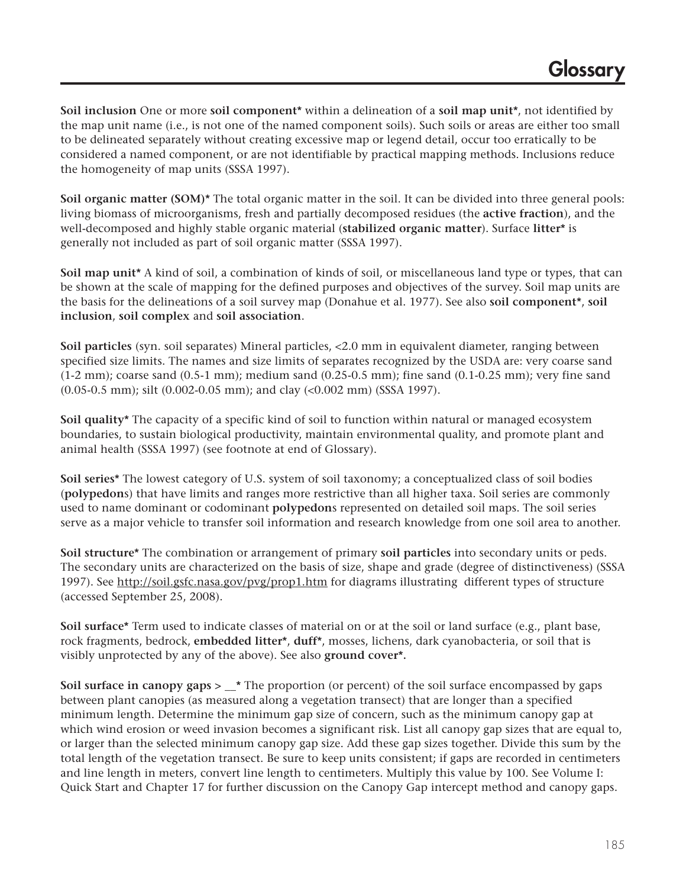# Glossary

**Soil inclusion** One or more **soil component*** within a delineation of a **soil map unit***, not identified by the map unit name (i.e., is not one of the named component soils). Such soils or areas are either too small to be delineated separately without creating excessive map or legend detail, occur too erratically to be considered a named component, or are not identifiable by practical mapping methods. Inclusions reduce the homogeneity of map units (SSSA 1997).

**Soil organic matter (SOM)*** The total organic matter in the soil. It can be divided into three general pools: living biomass of microorganisms, fresh and partially decomposed residues (the **active fraction**), and the well-decomposed and highly stable organic material (**stabilized organic matter**). Surface **litter*** is generally not included as part of soil organic matter (SSSA 1997).

**Soil map unit*** A kind of soil, a combination of kinds of soil, or miscellaneous land type or types, that can be shown at the scale of mapping for the defined purposes and objectives of the survey. Soil map units are the basis for the delineations of a soil survey map (Donahue et al. 1977). See also **soil component***, **soil inclusion**, **soil complex** and **soil association**.

**Soil particles** (syn. soil separates) Mineral particles, <2.0 mm in equivalent diameter, ranging between specified size limits. The names and size limits of separates recognized by the USDA are: very coarse sand (1-2 mm); coarse sand (0.5-1 mm); medium sand (0.25-0.5 mm); fine sand (0.1-0.25 mm); very fine sand (0.05-0.5 mm); silt (0.002-0.05 mm); and clay (<0.002 mm) (SSSA 1997).

**Soil quality*** The capacity of a specific kind of soil to function within natural or managed ecosystem boundaries, to sustain biological productivity, maintain environmental quality, and promote plant and animal health (SSSA 1997) (see footnote at end of Glossary).

**Soil series*** The lowest category of U.S. system of soil taxonomy; a conceptualized class of soil bodies (**polypedon**s) that have limits and ranges more restrictive than all higher taxa. Soil series are commonly used to name dominant or codominant **polypedon**s represented on detailed soil maps. The soil series serve as a major vehicle to transfer soil information and research knowledge from one soil area to another.

**Soil structure*** The combination or arrangement of primary **soil particles** into secondary units or peds. The secondary units are characterized on the basis of size, shape and grade (degree of distinctiveness) (SSSA 1997). See http://soil.gsfc.nasa.gov/pvg/prop1.htm for diagrams illustrating different types of structure (accessed September 25, 2008).

**Soil surface*** Term used to indicate classes of material on or at the soil or land surface (e.g., plant base, rock fragments, bedrock, **embedded litter***, **duff***, mosses, lichens, dark cyanobacteria, or soil that is visibly unprotected by any of the above). See also **ground cover*.**

**Soil surface in canopy gaps > __*** The proportion (or percent) of the soil surface encompassed by gaps between plant canopies (as measured along a vegetation transect) that are longer than a specified minimum length. Determine the minimum gap size of concern, such as the minimum canopy gap at which wind erosion or weed invasion becomes a significant risk. List all canopy gap sizes that are equal to, or larger than the selected minimum canopy gap size. Add these gap sizes together. Divide this sum by the total length of the vegetation transect. Be sure to keep units consistent; if gaps are recorded in centimeters and line length in meters, convert line length to centimeters. Multiply this value by 100. See Volume I: Quick Start and Chapter 17 for further discussion on the Canopy Gap intercept method and canopy gaps.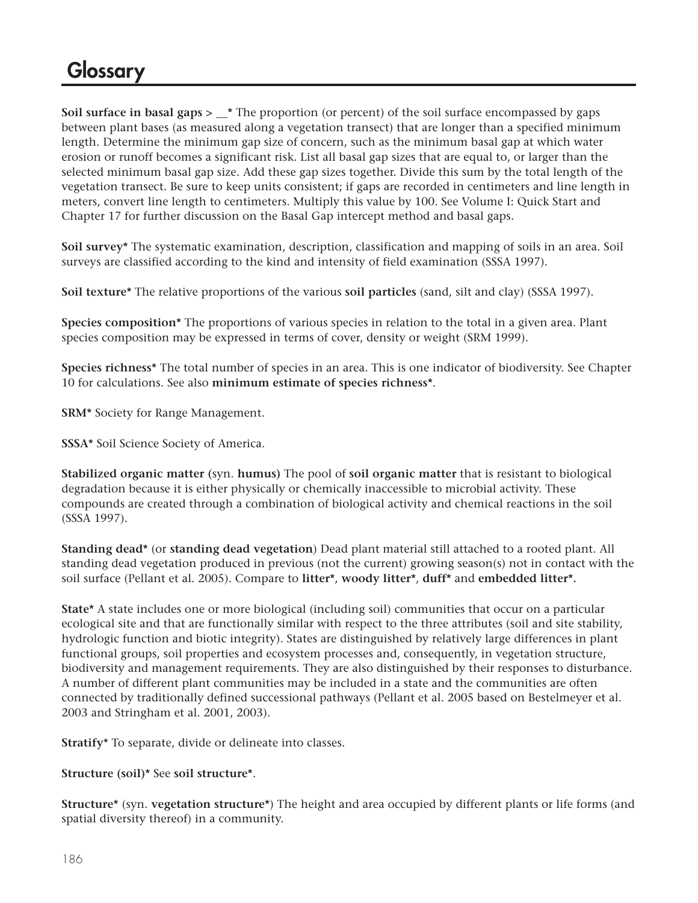# Glossary

**Soil surface in basal gaps > __*** The proportion (or percent) of the soil surface encompassed by gaps between plant bases (as measured along a vegetation transect) that are longer than a specified minimum length. Determine the minimum gap size of concern, such as the minimum basal gap at which water erosion or runoff becomes a significant risk. List all basal gap sizes that are equal to, or larger than the selected minimum basal gap size. Add these gap sizes together. Divide this sum by the total length of the vegetation transect. Be sure to keep units consistent; if gaps are recorded in centimeters and line length in meters, convert line length to centimeters. Multiply this value by 100. See Volume I: Quick Start and Chapter 17 for further discussion on the Basal Gap intercept method and basal gaps.

**Soil survey*** The systematic examination, description, classification and mapping of soils in an area. Soil surveys are classified according to the kind and intensity of field examination (SSSA 1997).

**Soil texture*** The relative proportions of the various **soil particles** (sand, silt and clay) (SSSA 1997).

**Species composition*** The proportions of various species in relation to the total in a given area. Plant species composition may be expressed in terms of cover, density or weight (SRM 1999).

**Species richness*** The total number of species in an area. This is one indicator of biodiversity. See Chapter 10 for calculations. See also **minimum estimate of species richness***.

**SRM*** Society for Range Management.

**SSSA*** Soil Science Society of America.

**Stabilized organic matter (**syn. **humus)** The pool of **soil organic matter** that is resistant to biological degradation because it is either physically or chemically inaccessible to microbial activity. These compounds are created through a combination of biological activity and chemical reactions in the soil (SSSA 1997).

**Standing dead*** (or **standing dead vegetation**) Dead plant material still attached to a rooted plant. All standing dead vegetation produced in previous (not the current) growing season(s) not in contact with the soil surface (Pellant et al. 2005). Compare to **litter***, **woody litter***, **duff*** and **embedded litter*.**

**State*** A state includes one or more biological (including soil) communities that occur on a particular ecological site and that are functionally similar with respect to the three attributes (soil and site stability, hydrologic function and biotic integrity). States are distinguished by relatively large differences in plant functional groups, soil properties and ecosystem processes and, consequently, in vegetation structure, biodiversity and management requirements. They are also distinguished by their responses to disturbance. A number of different plant communities may be included in a state and the communities are often connected by traditionally defined successional pathways (Pellant et al. 2005 based on Bestelmeyer et al. 2003 and Stringham et al. 2001, 2003).

**Stratify*** To separate, divide or delineate into classes.

**Structure (soil)*** See **soil structure***.

**Structure*** (syn. **vegetation structure***) The height and area occupied by different plants or life forms (and spatial diversity thereof) in a community.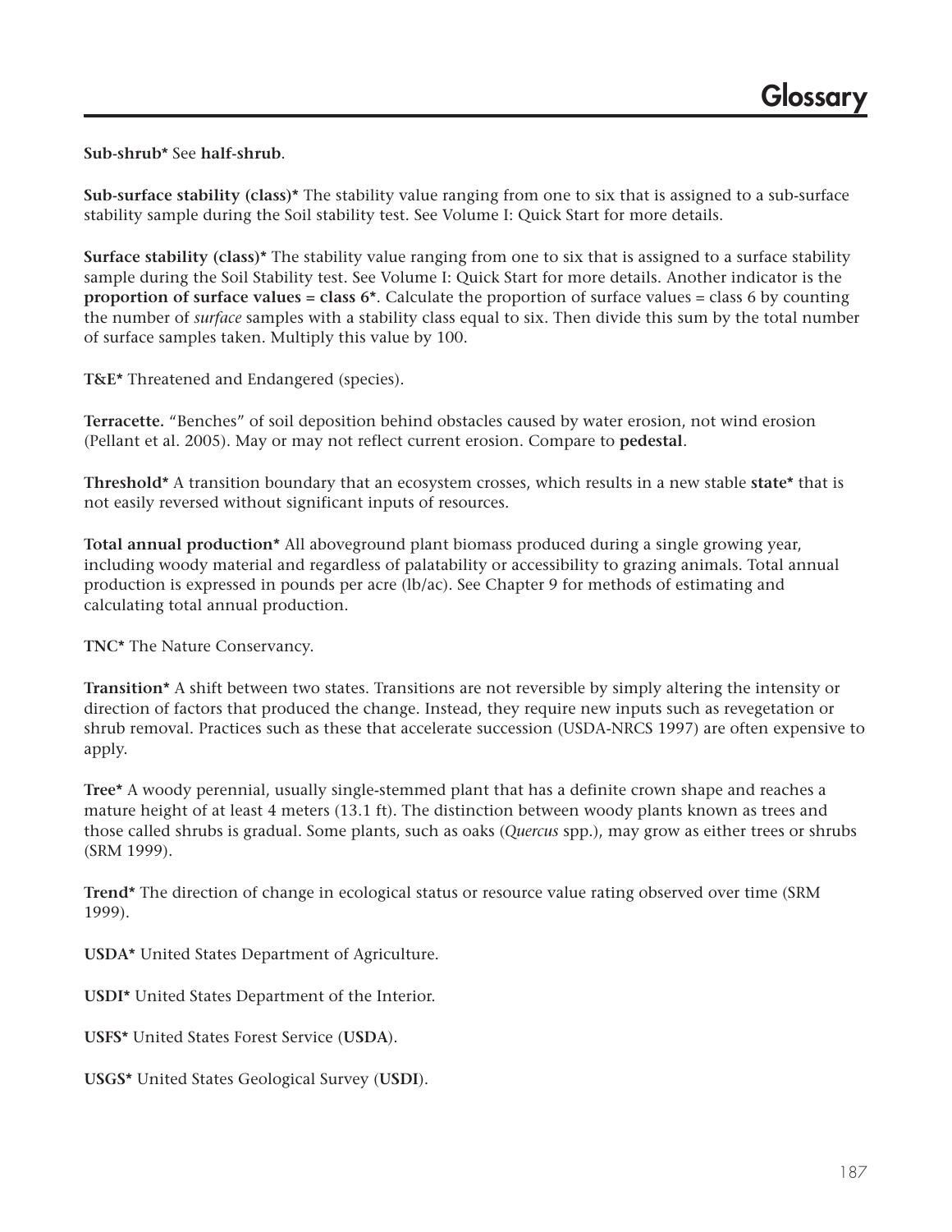**Sub-shrub*** See **half-shrub**.

**Sub-surface stability (class)*** The stability value ranging from one to six that is assigned to a sub-surface stability sample during the Soil stability test. See Volume I: Quick Start for more details.

**Surface stability (class)*** The stability value ranging from one to six that is assigned to a surface stability sample during the Soil Stability test. See Volume I: Quick Start for more details. Another indicator is the **proportion of surface values = class 6***. Calculate the proportion of surface values = class 6 by counting the number of *surface* samples with a stability class equal to six. Then divide this sum by the total number of surface samples taken. Multiply this value by 100.

**T&E*** Threatened and Endangered (species).

**Terracette.** "Benches" of soil deposition behind obstacles caused by water erosion, not wind erosion (Pellant et al. 2005). May or may not reflect current erosion. Compare to **pedestal**.

**Threshold*** A transition boundary that an ecosystem crosses, which results in a new stable **state*** that is not easily reversed without significant inputs of resources.

**Total annual production*** All aboveground plant biomass produced during a single growing year, including woody material and regardless of palatability or accessibility to grazing animals. Total annual production is expressed in pounds per acre (lb/ac). See Chapter 9 for methods of estimating and calculating total annual production.

**TNC*** The Nature Conservancy.

**Transition*** A shift between two states. Transitions are not reversible by simply altering the intensity or direction of factors that produced the change. Instead, they require new inputs such as revegetation or shrub removal. Practices such as these that accelerate succession (USDA-NRCS 1997) are often expensive to apply.

**Tree*** A woody perennial, usually single-stemmed plant that has a definite crown shape and reaches a mature height of at least 4 meters (13.1 ft). The distinction between woody plants known as trees and those called shrubs is gradual. Some plants, such as oaks (*Quercus* spp.), may grow as either trees or shrubs (SRM 1999).

**Trend*** The direction of change in ecological status or resource value rating observed over time (SRM 1999).

**USDA*** United States Department of Agriculture.

**USDI*** United States Department of the Interior.

**USFS*** United States Forest Service (**USDA**).

**USGS*** United States Geological Survey (**USDI**).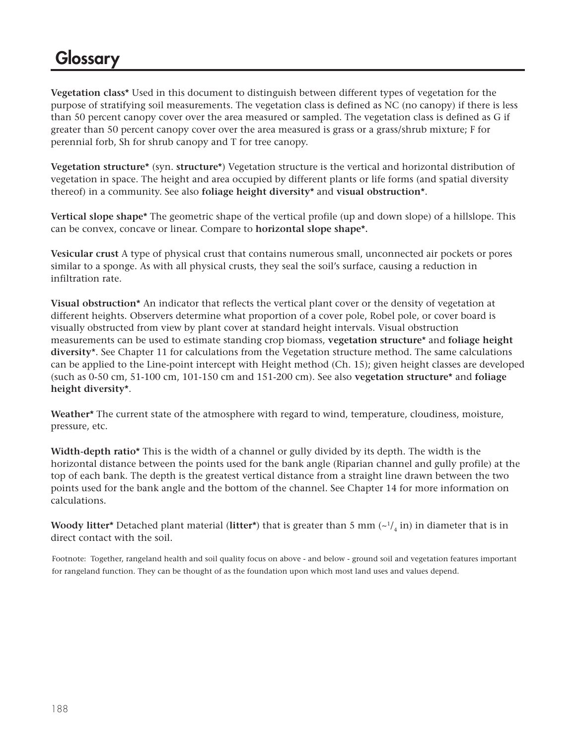# Glossary

**Vegetation class*** Used in this document to distinguish between different types of vegetation for the purpose of stratifying soil measurements. The vegetation class is defined as NC (no canopy) if there is less than 50 percent canopy cover over the area measured or sampled. The vegetation class is defined as G if greater than 50 percent canopy cover over the area measured is grass or a grass/shrub mixture; F for perennial forb, Sh for shrub canopy and T for tree canopy.

**Vegetation structure*** (syn. **structure***) Vegetation structure is the vertical and horizontal distribution of vegetation in space. The height and area occupied by different plants or life forms (and spatial diversity thereof) in a community. See also **foliage height diversity*** and **visual obstruction***.

**Vertical slope shape*** The geometric shape of the vertical profile (up and down slope) of a hillslope. This can be convex, concave or linear. Compare to **horizontal slope shape*.**

**Vesicular crust** A type of physical crust that contains numerous small, unconnected air pockets or pores similar to a sponge. As with all physical crusts, they seal the soil's surface, causing a reduction in infiltration rate.

**Visual obstruction*** An indicator that reflects the vertical plant cover or the density of vegetation at different heights. Observers determine what proportion of a cover pole, Robel pole, or cover board is visually obstructed from view by plant cover at standard height intervals. Visual obstruction measurements can be used to estimate standing crop biomass, **vegetation structure*** and **foliage height diversity***. See Chapter 11 for calculations from the Vegetation structure method. The same calculations can be applied to the Line-point intercept with Height method (Ch. 15); given height classes are developed (such as 0-50 cm, 51-100 cm, 101-150 cm and 151-200 cm). See also **vegetation structure*** and **foliage height diversity***.

**Weather*** The current state of the atmosphere with regard to wind, temperature, cloudiness, moisture, pressure, etc.

**Width-depth ratio*** This is the width of a channel or gully divided by its depth. The width is the horizontal distance between the points used for the bank angle (Riparian channel and gully profile) at the top of each bank. The depth is the greatest vertical distance from a straight line drawn between the two points used for the bank angle and the bottom of the channel. See Chapter 14 for more information on calculations.

**Woody litter*** Detached plant material (**litter***) that is greater than 5 mm (~$^1/_4$ in) in diameter that is in direct contact with the soil.

Footnote: Together, rangeland health and soil quality focus on above - and below - ground soil and vegetation features important for rangeland function. They can be thought of as the foundation upon which most land uses and values depend.